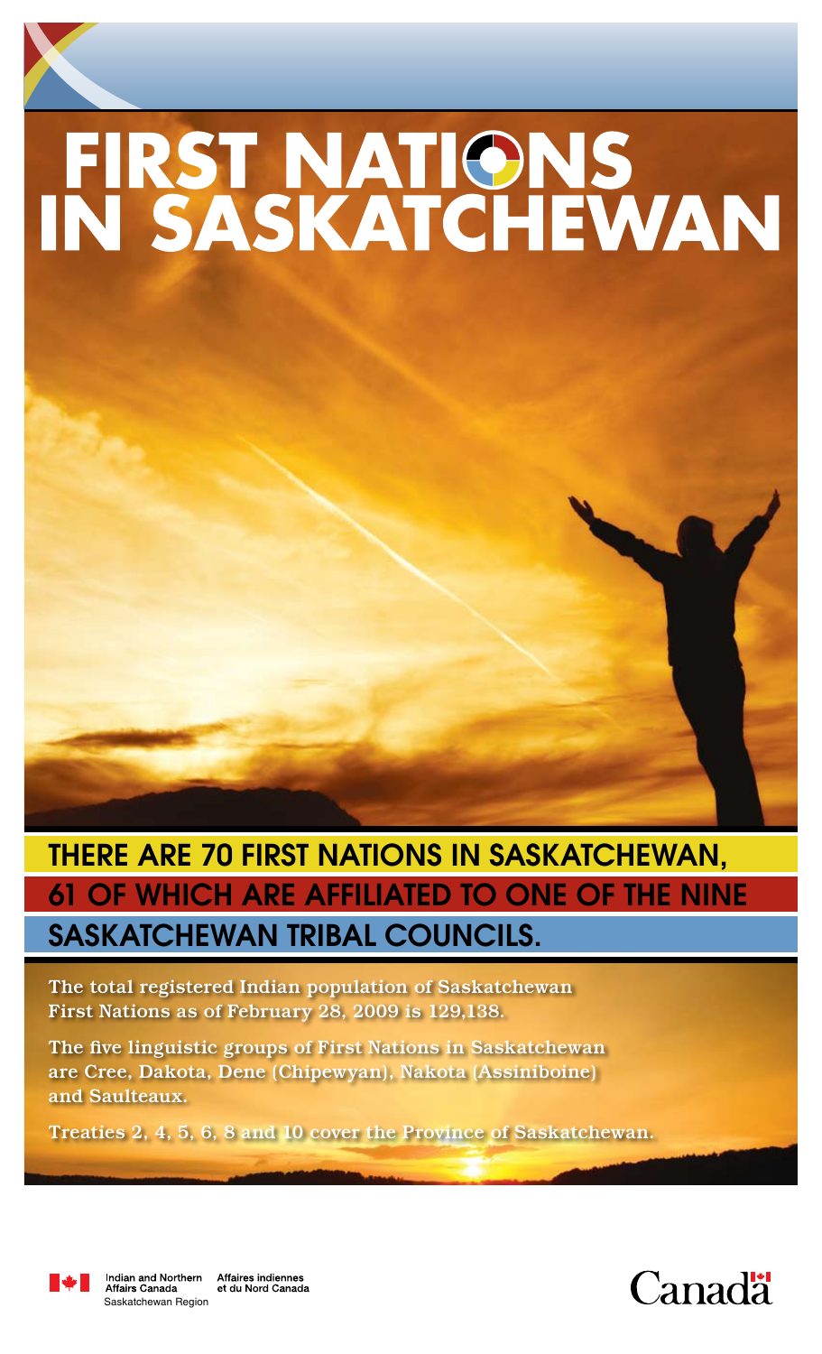# FIRST NATIONS IN SASKATCHEWAN

## THERE ARE 70 FIRST NATIONS IN SASKATCHEWAN, 61 OF WHICH ARE AFFILIATED TO ONE OF THE NINE SASKATCHEWAN TRIBAL COUNCILS.

The total registered Indian population of Saskatchewan First Nations as of February 28, 2009 is 129,138.

The five linguistic groups of First Nations in Saskatchewan are Cree, Dakota, Dene (Chipewyan), Nakota (Assiniboine) and Saulteaux.

Treaties 2, 4, 5, 6, 8 and 10 cover the Province of Saskatchewan.

Indian and Northern Affairs Canada | Affaires indiennes et du Nord Canada
Saskatchewan Region

Canada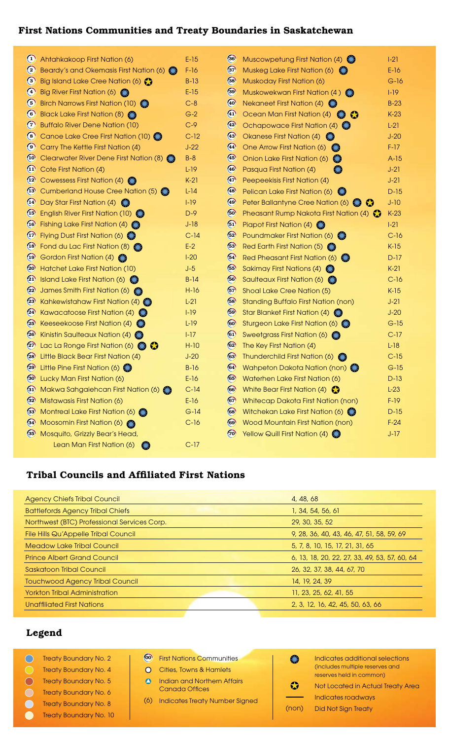## First Nations Communities and Treaty Boundaries in Saskatchewan

| No. | First Nation | Grid |
|---|---|---|
| 1 | Ahtahkakoop First Nation (6) | E-15 |
| 2 | Beardy's and Okemasis First Nation (6) ✱ | F-16 |
| 3 | Big Island Lake Cree Nation (6) ★ | B-13 |
| 4 | Big River First Nation (6) ✱ | E-15 |
| 5 | Birch Narrows First Nation (10) ✱ | C-8 |
| 6 | Black Lake First Nation (8) ✱ | G-2 |
| 7 | Buffalo River Dene Nation (10) | C-9 |
| 8 | Canoe Lake Cree First Nation (10) ✱ | C-12 |
| 9 | Carry The Kettle First Nation (4) | J-22 |
| 10 | Clearwater River Dene First Nation (8) ✱ | B-8 |
| 11 | Cote First Nation (4) | L-19 |
| 12 | Cowessess First Nation (4) ✱ | K-21 |
| 13 | Cumberland House Cree Nation (5) ✱ | L-14 |
| 14 | Day Star First Nation (4) ✱ | I-19 |
| 15 | English River First Nation (10) ✱ | D-9 |
| 16 | Fishing Lake First Nation (4) ✱ | J-18 |
| 17 | Flying Dust First Nation (6) ✱ | C-14 |
| 18 | Fond du Lac First Nation (8) ✱ | E-2 |
| 19 | Gordon First Nation (4) ✱ | I-20 |
| 20 | Hatchet Lake First Nation (10) | J-5 |
| 21 | Island Lake First Nation (6) ✱ | C-13 |
| 22 | James Smith First Nation (6) ✱ | H-16 |
| 23 | Kahkewistahaw First Nation (4) ✱ | L-21 |
| 24 | Kawacatoose First Nation (4) ✱ | I-19 |
| 25 | Keeseekoose First Nation (4) ✱ | L-19 |
| 26 | Kinistin Saulteaux Nation (4) ✱ | I-17 |
| 27 | Lac La Ronge First Nation (6) ✱ ★ | H-10 |
| 28 | Little Black Bear First Nation (4) | J-20 |
| 29 | Little Pine First Nation (6) ✱ | B-16 |
| 30 | Lucky Man First Nation (6) | E-16 |
| 31 | Makwa Sahgaiehcan First Nation (6) ✱ | C-14 |
| 32 | Mistawasis First Nation (6) | E-16 |
| 33 | Montreal Lake First Nation (6) ✱ | G-14 |
| 34 | Moosomin First Nation (6) ✱ | C-16 |
| 35 | Mosquito, Grizzly Bear's Head, Lean Man First Nation (6) ✱ | C-17 |
| 36 | Muscowpetung First Nation (4) ✱ | I-21 |
| 37 | Muskeg Lake First Nation (6) ✱ | E-16 |
| 38 | Muskoday First Nation (6) | G-16 |
| 39 | Muskowekwan First Nation (4) ✱ | I-19 |
| 40 | Nekaneet First Nation (4) ✱ | B-23 |
| 41 | Ocean Man First Nation (4) ✱ ★ | K-23 |
| 42 | Ochapowace First Nation (4) ✱ | L-21 |
| 43 | Okanese First Nation (4) ✱ | J-20 |
| 44 | One Arrow First Nation (6) ✱ | F-17 |
| 45 | Onion Lake First Nation (6) ✱ | A-15 |
| 46 | Pasqua First Nation (4) ✱ | J-21 |
| 47 | Peepeekisis First Nation (4) | J-21 |
| 48 | Pelican Lake First Nation (6) ✱ | D-15 |
| 49 | Peter Ballantyne Cree Nation (6) ✱ ★ | J-10 |
| 50 | Pheasant Rump Nakota First Nation (4) ★ | K-23 |
| 51 | Piapot First Nation (4) ✱ | I-21 |
| 52 | Poundmaker First Nation (6) ✱ | C-16 |
| 53 | Red Earth First Nation (5) ✱ | K-15 |
| 54 | Red Pheasant First Nation (6) ✱ | D-17 |
| 55 | Sakimay First Nations (4) ✱ | K-21 |
| 56 | Saulteaux First Nation (6) ✱ | C-16 |
| 57 | Shoal Lake Cree Nation (5) | K-15 |
| 58 | Standing Buffalo First Nation (non) | J-21 |
| 59 | Star Blanket First Nation (4) ✱ | J-20 |
| 60 | Sturgeon Lake First Nation (6) ✱ | G-15 |
| 61 | Sweetgrass First Nation (6) ✱ | C-17 |
| 62 | The Key First Nation (4) | L-18 |
| 63 | Thunderchild First Nation (6) ✱ | C-15 |
| 64 | Wahpeton Dakota Nation (non) ✱ | G-15 |
| 65 | Waterhen Lake First Nation (6) | D-13 |
| 66 | White Bear First Nation (4) ★ | L-23 |
| 67 | Whitecap Dakota First Nation (non) | F-19 |
| 68 | Witchekan Lake First Nation (6) ✱ | D-15 |
| 69 | Wood Mountain First Nation (non) | F-24 |
| 70 | Yellow Quill First Nation (4) ✱ | J-17 |

## Tribal Councils and Affiliated First Nations

| Tribal Council | First Nations |
|---|---|
| Agency Chiefs Tribal Council | 4, 48, 68 |
| Battlefords Agency Tribal Chiefs | 1, 34, 54, 56, 61 |
| Northwest (BTC) Professional Services Corp. | 29, 30, 35, 52 |
| File Hills Qu'Appelle Tribal Council | 9, 28, 36, 40, 43, 46, 47, 51, 58, 59, 69 |
| Meadow Lake Tribal Council | 5, 7, 8, 10, 15, 17, 21, 31, 65 |
| Prince Albert Grand Council | 6, 13, 18, 20, 22, 27, 33, 49, 53, 57, 60, 64 |
| Saskatoon Tribal Council | 26, 32, 37, 38, 44, 67, 70 |
| Touchwood Agency Tribal Council | 14, 19, 24, 39 |
| Yorkton Tribal Administration | 11, 23, 25, 62, 41, 55 |
| Unaffiliated First Nations | 2, 3, 12, 16, 42, 45, 50, 63, 66 |

## Legend

- Treaty Boundary No. 2
- Treaty Boundary No. 4
- Treaty Boundary No. 5
- Treaty Boundary No. 6
- Treaty Boundary No. 8
- Treaty Boundary No. 10
- (00) First Nations Communities
- ○ Cities, Towns & Hamlets
- ▲ Indian and Northern Affairs Canada Offices
- (6) Indicates Treaty Number Signed
- ✱ Indicates additional selections (includes multiple reserves and reserves held in common)
- ★ Not Located in Actual Treaty Area
- — Indicates roadways
- (non) Did Not Sign Treaty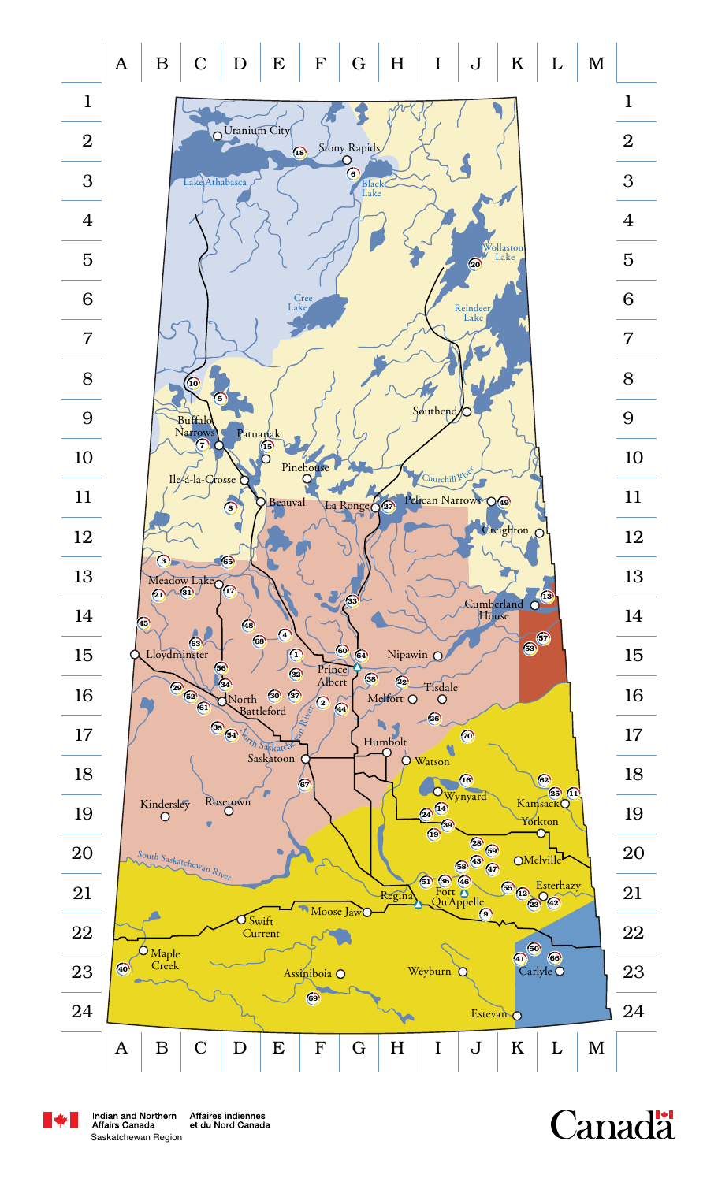A B C D E F G H I J K L M

Uranium City
Stony Rapids
Lake Athabasca
Black Lake
Wollaston Lake
Cree Lake
Reindeer Lake
Southend
Buffalo Narrows
Patuanak
Pinehouse
Churchill River
Ile-á-la-Crosse
Beauval
La Ronge
Pelican Narrows
Creighton
Meadow Lake
Cumberland House
Lloydminster
Nipawin
Prince Albert
North Battleford
Melfort
Tisdale
North Saskatchewan River
Humbolt
Saskatoon
Watson
Wynyard
Kamsack
Kindersley
Rosetown
Yorkton
Melville
South Saskatchewan River
Regina
Fort Qu'Appelle
Esterhazy
Moose Jaw
Swift Current
Maple Creek
Assiniboia
Weyburn
Carlyle
Estevan

Indian and Northern Affairs Canada
Saskatchewan Region

Affaires indiennes et du Nord Canada

Canada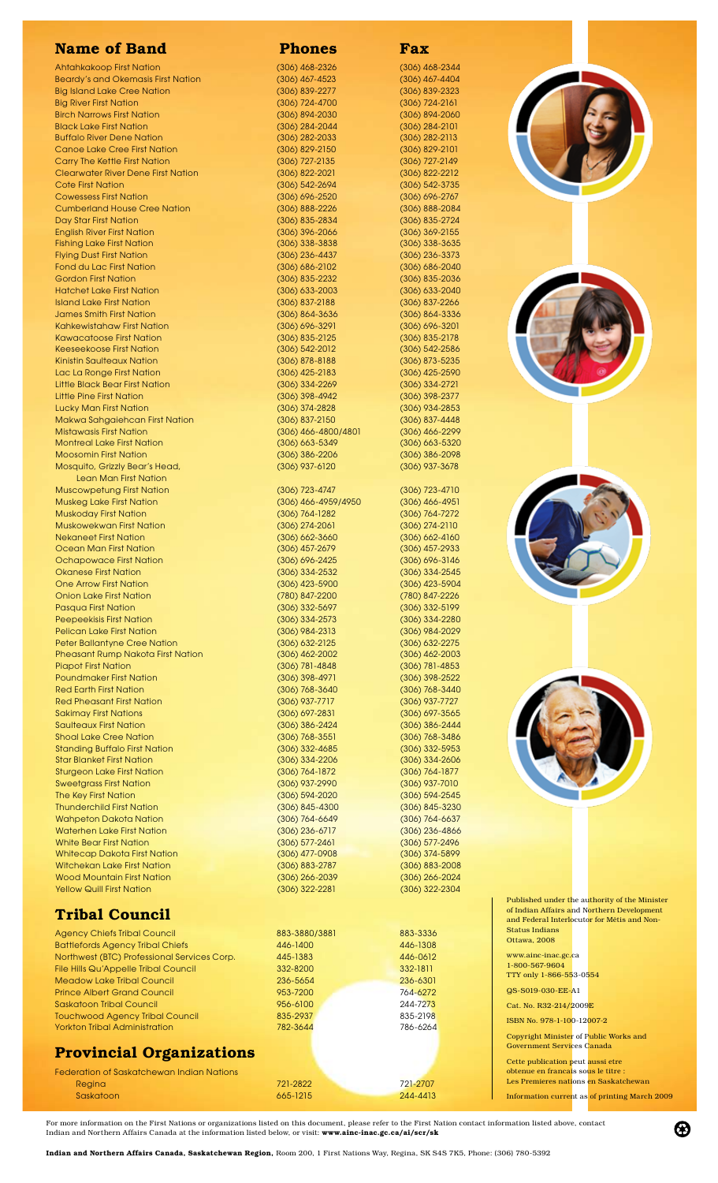| Name of Band | Phones | Fax |
|---|---|---|
| Ahtahkakoop First Nation | (306) 468-2326 | (306) 468-2344 |
| Beardy's and Okemasis First Nation | (306) 467-4523 | (306) 467-4404 |
| Big Island Lake Cree Nation | (306) 839-2277 | (306) 839-2323 |
| Big River First Nation | (306) 724-4700 | (306) 724-2161 |
| Birch Narrows First Nation | (306) 894-2030 | (306) 894-2060 |
| Black Lake First Nation | (306) 284-2044 | (306) 284-2101 |
| Buffalo River Dene Nation | (306) 282-2033 | (306) 282-2113 |
| Canoe Lake Cree First Nation | (306) 829-2150 | (306) 829-2101 |
| Carry The Kettle First Nation | (306) 727-2135 | (306) 727-2149 |
| Clearwater River Dene First Nation | (306) 822-2021 | (306) 822-2212 |
| Cote First Nation | (306) 542-2694 | (306) 542-3735 |
| Cowessess First Nation | (306) 696-2520 | (306) 696-2767 |
| Cumberland House Cree Nation | (306) 888-2226 | (306) 888-2084 |
| Day Star First Nation | (306) 835-2834 | (306) 835-2724 |
| English River First Nation | (306) 396-2066 | (306) 369-2155 |
| Fishing Lake First Nation | (306) 338-3838 | (306) 338-3635 |
| Flying Dust First Nation | (306) 236-4437 | (306) 236-3373 |
| Fond du Lac First Nation | (306) 686-2102 | (306) 686-2040 |
| Gordon First Nation | (306) 835-2232 | (306) 835-2036 |
| Hatchet Lake First Nation | (306) 633-2003 | (306) 633-2040 |
| Island Lake First Nation | (306) 837-2188 | (306) 837-2266 |
| James Smith First Nation | (306) 864-3636 | (306) 864-3336 |
| Kahkewistahaw First Nation | (306) 696-3291 | (306) 696-3201 |
| Kawacatoose First Nation | (306) 835-2125 | (306) 835-2178 |
| Keeseekoose First Nation | (306) 542-2012 | (306) 542-2586 |
| Kinistin Saulteaux Nation | (306) 878-8188 | (306) 873-5235 |
| Lac La Ronge First Nation | (306) 425-2183 | (306) 425-2590 |
| Little Black Bear First Nation | (306) 334-2269 | (306) 334-2721 |
| Little Pine First Nation | (306) 398-4942 | (306) 398-2377 |
| Lucky Man First Nation | (306) 374-2828 | (306) 934-2853 |
| Makwa Sahgaiehcan First Nation | (306) 837-2150 | (306) 837-4448 |
| Mistawasis First Nation | (306) 466-4800/4801 | (306) 466-2299 |
| Montreal Lake First Nation | (306) 663-5349 | (306) 663-5320 |
| Moosomin First Nation | (306) 386-2206 | (306) 386-2098 |
| Mosquito, Grizzly Bear's Head, Lean Man First Nation | (306) 937-6120 | (306) 937-3678 |
| Muscowpetung First Nation | (306) 723-4747 | (306) 723-4710 |
| Muskeg Lake First Nation | (306) 466-4959/4950 | (306) 466-4951 |
| Muskoday First Nation | (306) 764-1282 | (306) 764-7272 |
| Muskowekwan First Nation | (306) 274-2061 | (306) 274-2110 |
| Nekaneet First Nation | (306) 662-3660 | (306) 662-4160 |
| Ocean Man First Nation | (306) 457-2679 | (306) 457-2933 |
| Ochapowace First Nation | (306) 696-2425 | (306) 696-3146 |
| Okanese First Nation | (306) 334-2532 | (306) 334-2545 |
| One Arrow First Nation | (306) 423-5900 | (306) 423-5904 |
| Onion Lake First Nation | (780) 847-2200 | (780) 847-2226 |
| Pasqua First Nation | (306) 332-5697 | (306) 332-5199 |
| Peepeekisis First Nation | (306) 334-2573 | (306) 334-2280 |
| Pelican Lake First Nation | (306) 984-2313 | (306) 984-2029 |
| Peter Ballantyne Cree Nation | (306) 632-2125 | (306) 632-2275 |
| Pheasant Rump Nakota First Nation | (306) 462-2002 | (306) 462-2003 |
| Piapot First Nation | (306) 781-4848 | (306) 781-4853 |
| Poundmaker First Nation | (306) 398-4971 | (306) 398-2522 |
| Red Earth First Nation | (306) 768-3640 | (306) 768-3440 |
| Red Pheasant First Nation | (306) 937-7717 | (306) 937-7727 |
| Sakimay First Nations | (306) 697-2831 | (306) 697-3565 |
| Saulteaux First Nation | (306) 386-2424 | (306) 386-2444 |
| Shoal Lake Cree Nation | (306) 768-3551 | (306) 768-3486 |
| Standing Buffalo First Nation | (306) 332-4685 | (306) 332-5953 |
| Star Blanket First Nation | (306) 334-2206 | (306) 334-2606 |
| Sturgeon Lake First Nation | (306) 764-1872 | (306) 764-1877 |
| Sweetgrass First Nation | (306) 937-2990 | (306) 937-7010 |
| The Key First Nation | (306) 594-2020 | (306) 594-2545 |
| Thunderchild First Nation | (306) 845-4300 | (306) 845-3230 |
| Wahpeton Dakota Nation | (306) 764-6649 | (306) 764-6637 |
| Waterhen Lake First Nation | (306) 236-6717 | (306) 236-4866 |
| White Bear First Nation | (306) 577-2461 | (306) 577-2496 |
| Whitecap Dakota First Nation | (306) 477-0908 | (306) 374-5899 |
| Witchekan Lake First Nation | (306) 883-2787 | (306) 883-2008 |
| Wood Mountain First Nation | (306) 266-2039 | (306) 266-2024 |
| Yellow Quill First Nation | (306) 322-2281 | (306) 322-2304 |

## Tribal Council

| | | |
|---|---|---|
| Agency Chiefs Tribal Council | 883-3880/3881 | 883-3336 |
| Battlefords Agency Tribal Chiefs | 446-1400 | 446-1308 |
| Northwest (BTC) Professional Services Corp. | 445-1383 | 446-0612 |
| File Hills Qu'Appelle Tribal Council | 332-8200 | 332-1811 |
| Meadow Lake Tribal Council | 236-5654 | 236-6301 |
| Prince Albert Grand Council | 953-7200 | 764-6272 |
| Saskatoon Tribal Council | 956-6100 | 244-7273 |
| Touchwood Agency Tribal Council | 835-2937 | 835-2198 |
| Yorkton Tribal Administration | 782-3644 | 786-6264 |

## Provincial Organizations

| | | |
|---|---|---|
| Federation of Saskatchewan Indian Nations | | |
| Regina | 721-2822 | 721-2707 |
| Saskatoon | 665-1215 | 244-4413 |

Published under the authority of the Minister of Indian Affairs and Northern Development and Federal Interlocutor for Métis and Non-Status Indians
Ottawa, 2008

www.ainc-inac.gc.ca
1-800-567-9604
TTY only 1-866-553-0554

QS-S019-030-EE-A1

Cat. No. R32-214/2009E

ISBN No. 978-1-100-12007-2

Copyright Minister of Public Works and Government Services Canada

Cette publication peut aussi etre obtenue en francais sous le titre : Les Premieres nations en Saskatchewan

Information current as of printing March 2009

For more information on the First Nations or organizations listed on this document, please refer to the First Nation contact information listed above, contact Indian and Northern Affairs Canada at the information listed below, or visit: **www.ainc-inac.gc.ca/ai/scr/sk**

**Indian and Northern Affairs Canada, Saskatchewan Region,** Room 200, 1 First Nations Way, Regina, SK S4S 7K5, Phone: (306) 780-5392